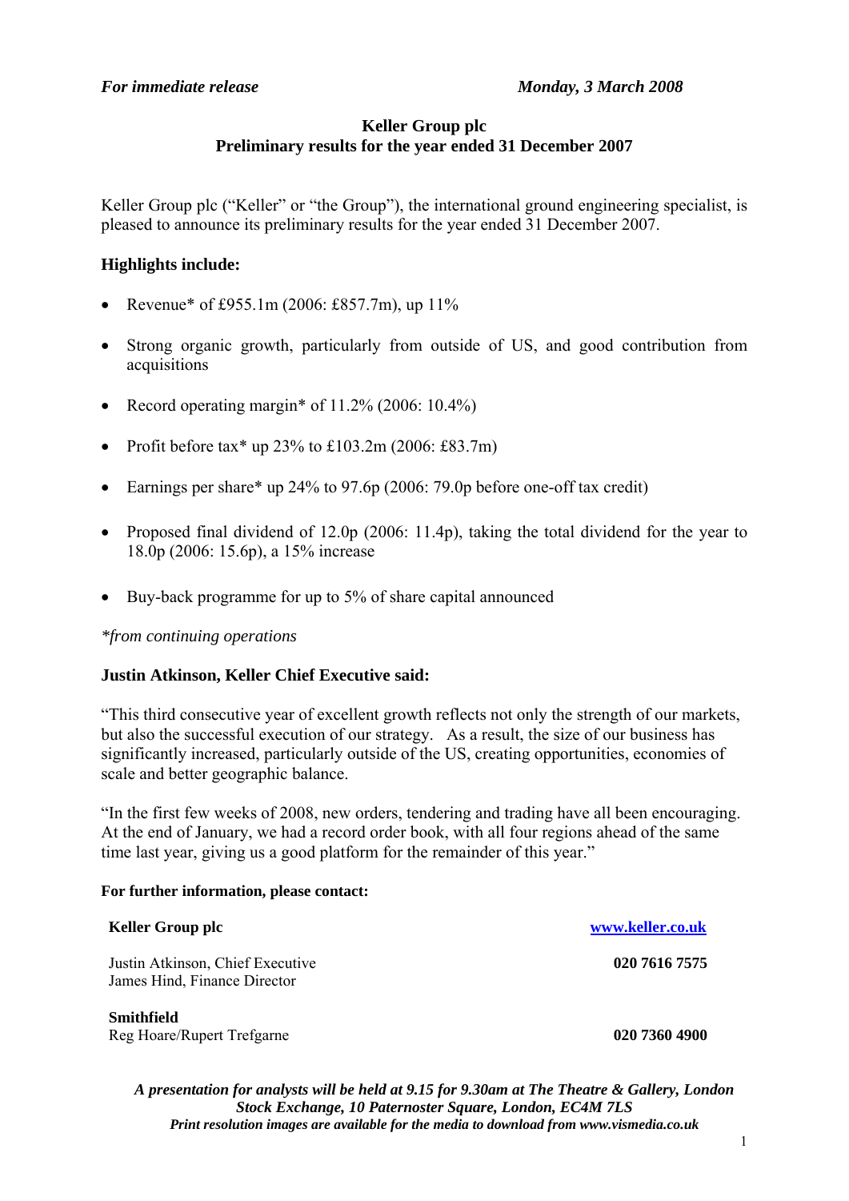*For immediate release* *Monday, 3 March 2008*

**Keller Group plc**
**Preliminary results for the year ended 31 December 2007**

Keller Group plc ("Keller" or "the Group"), the international ground engineering specialist, is pleased to announce its preliminary results for the year ended 31 December 2007.

## Highlights include:

- Revenue* of £955.1m (2006: £857.7m), up 11%
- Strong organic growth, particularly from outside of US, and good contribution from acquisitions
- Record operating margin* of 11.2% (2006: 10.4%)
- Profit before tax* up 23% to £103.2m (2006: £83.7m)
- Earnings per share* up 24% to 97.6p (2006: 79.0p before one-off tax credit)
- Proposed final dividend of 12.0p (2006: 11.4p), taking the total dividend for the year to 18.0p (2006: 15.6p), a 15% increase
- Buy-back programme for up to 5% of share capital announced

*\*from continuing operations*

## Justin Atkinson, Keller Chief Executive said:

"This third consecutive year of excellent growth reflects not only the strength of our markets, but also the successful execution of our strategy. As a result, the size of our business has significantly increased, particularly outside of the US, creating opportunities, economies of scale and better geographic balance.

"In the first few weeks of 2008, new orders, tendering and trading have all been encouraging. At the end of January, we had a record order book, with all four regions ahead of the same time last year, giving us a good platform for the remainder of this year."

**For further information, please contact:**

| | |
|---|---|
| **Keller Group plc** | www.keller.co.uk |
| Justin Atkinson, Chief Executive<br>James Hind, Finance Director | **020 7616 7575** |
| **Smithfield**<br>Reg Hoare/Rupert Trefgarne | **020 7360 4900** |

***A presentation for analysts will be held at 9.15 for 9.30am at The Theatre & Gallery, London Stock Exchange, 10 Paternoster Square, London, EC4M 7LS***
***Print resolution images are available for the media to download from www.vismedia.co.uk***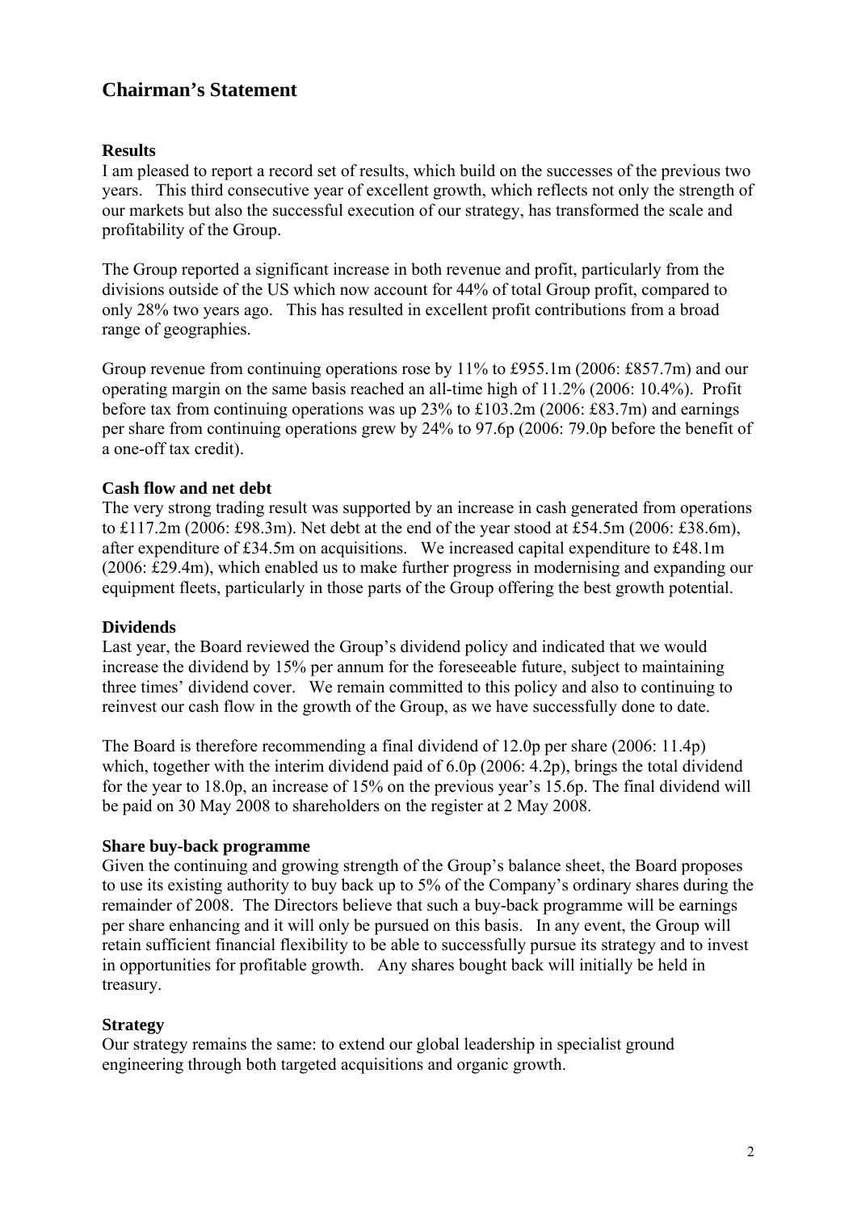# Chairman's Statement

### Results

I am pleased to report a record set of results, which build on the successes of the previous two years. This third consecutive year of excellent growth, which reflects not only the strength of our markets but also the successful execution of our strategy, has transformed the scale and profitability of the Group.

The Group reported a significant increase in both revenue and profit, particularly from the divisions outside of the US which now account for 44% of total Group profit, compared to only 28% two years ago. This has resulted in excellent profit contributions from a broad range of geographies.

Group revenue from continuing operations rose by 11% to £955.1m (2006: £857.7m) and our operating margin on the same basis reached an all-time high of 11.2% (2006: 10.4%). Profit before tax from continuing operations was up 23% to £103.2m (2006: £83.7m) and earnings per share from continuing operations grew by 24% to 97.6p (2006: 79.0p before the benefit of a one-off tax credit).

### Cash flow and net debt

The very strong trading result was supported by an increase in cash generated from operations to £117.2m (2006: £98.3m). Net debt at the end of the year stood at £54.5m (2006: £38.6m), after expenditure of £34.5m on acquisitions. We increased capital expenditure to £48.1m (2006: £29.4m), which enabled us to make further progress in modernising and expanding our equipment fleets, particularly in those parts of the Group offering the best growth potential.

### Dividends

Last year, the Board reviewed the Group's dividend policy and indicated that we would increase the dividend by 15% per annum for the foreseeable future, subject to maintaining three times' dividend cover. We remain committed to this policy and also to continuing to reinvest our cash flow in the growth of the Group, as we have successfully done to date.

The Board is therefore recommending a final dividend of 12.0p per share (2006: 11.4p) which, together with the interim dividend paid of 6.0p (2006: 4.2p), brings the total dividend for the year to 18.0p, an increase of 15% on the previous year's 15.6p. The final dividend will be paid on 30 May 2008 to shareholders on the register at 2 May 2008.

### Share buy-back programme

Given the continuing and growing strength of the Group's balance sheet, the Board proposes to use its existing authority to buy back up to 5% of the Company's ordinary shares during the remainder of 2008. The Directors believe that such a buy-back programme will be earnings per share enhancing and it will only be pursued on this basis. In any event, the Group will retain sufficient financial flexibility to be able to successfully pursue its strategy and to invest in opportunities for profitable growth. Any shares bought back will initially be held in treasury.

### Strategy

Our strategy remains the same: to extend our global leadership in specialist ground engineering through both targeted acquisitions and organic growth.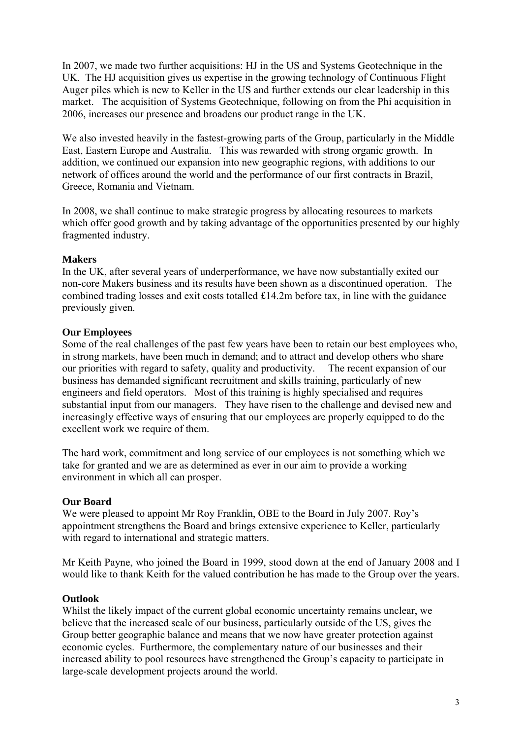In 2007, we made two further acquisitions: HJ in the US and Systems Geotechnique in the UK. The HJ acquisition gives us expertise in the growing technology of Continuous Flight Auger piles which is new to Keller in the US and further extends our clear leadership in this market. The acquisition of Systems Geotechnique, following on from the Phi acquisition in 2006, increases our presence and broadens our product range in the UK.

We also invested heavily in the fastest-growing parts of the Group, particularly in the Middle East, Eastern Europe and Australia. This was rewarded with strong organic growth. In addition, we continued our expansion into new geographic regions, with additions to our network of offices around the world and the performance of our first contracts in Brazil, Greece, Romania and Vietnam.

In 2008, we shall continue to make strategic progress by allocating resources to markets which offer good growth and by taking advantage of the opportunities presented by our highly fragmented industry.

**Makers**

In the UK, after several years of underperformance, we have now substantially exited our non-core Makers business and its results have been shown as a discontinued operation. The combined trading losses and exit costs totalled £14.2m before tax, in line with the guidance previously given.

**Our Employees**

Some of the real challenges of the past few years have been to retain our best employees who, in strong markets, have been much in demand; and to attract and develop others who share our priorities with regard to safety, quality and productivity. The recent expansion of our business has demanded significant recruitment and skills training, particularly of new engineers and field operators. Most of this training is highly specialised and requires substantial input from our managers. They have risen to the challenge and devised new and increasingly effective ways of ensuring that our employees are properly equipped to do the excellent work we require of them.

The hard work, commitment and long service of our employees is not something which we take for granted and we are as determined as ever in our aim to provide a working environment in which all can prosper.

**Our Board**

We were pleased to appoint Mr Roy Franklin, OBE to the Board in July 2007. Roy's appointment strengthens the Board and brings extensive experience to Keller, particularly with regard to international and strategic matters.

Mr Keith Payne, who joined the Board in 1999, stood down at the end of January 2008 and I would like to thank Keith for the valued contribution he has made to the Group over the years.

**Outlook**

Whilst the likely impact of the current global economic uncertainty remains unclear, we believe that the increased scale of our business, particularly outside of the US, gives the Group better geographic balance and means that we now have greater protection against economic cycles. Furthermore, the complementary nature of our businesses and their increased ability to pool resources have strengthened the Group's capacity to participate in large-scale development projects around the world.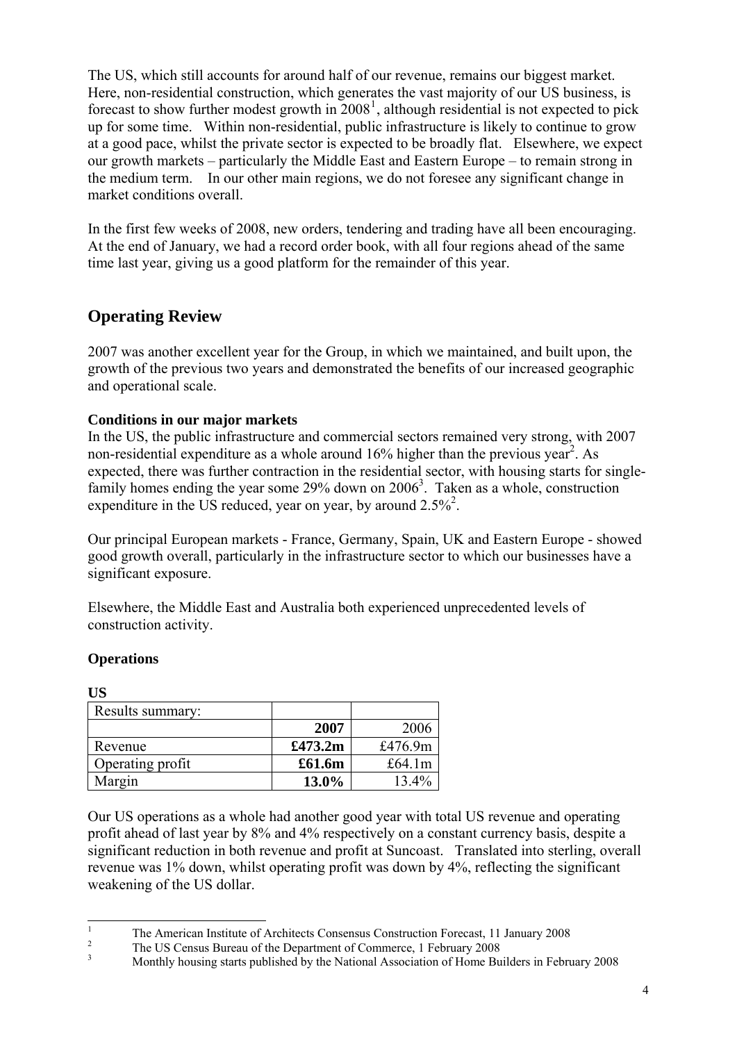The US, which still accounts for around half of our revenue, remains our biggest market. Here, non-residential construction, which generates the vast majority of our US business, is forecast to show further modest growth in 2008[1], although residential is not expected to pick up for some time. Within non-residential, public infrastructure is likely to continue to grow at a good pace, whilst the private sector is expected to be broadly flat. Elsewhere, we expect our growth markets – particularly the Middle East and Eastern Europe – to remain strong in the medium term. In our other main regions, we do not foresee any significant change in market conditions overall.

In the first few weeks of 2008, new orders, tendering and trading have all been encouraging. At the end of January, we had a record order book, with all four regions ahead of the same time last year, giving us a good platform for the remainder of this year.

## Operating Review

2007 was another excellent year for the Group, in which we maintained, and built upon, the growth of the previous two years and demonstrated the benefits of our increased geographic and operational scale.

**Conditions in our major markets**

In the US, the public infrastructure and commercial sectors remained very strong, with 2007 non-residential expenditure as a whole around 16% higher than the previous year[2]. As expected, there was further contraction in the residential sector, with housing starts for single-family homes ending the year some 29% down on 2006[3]. Taken as a whole, construction expenditure in the US reduced, year on year, by around 2.5%[2].

Our principal European markets - France, Germany, Spain, UK and Eastern Europe - showed good growth overall, particularly in the infrastructure sector to which our businesses have a significant exposure.

Elsewhere, the Middle East and Australia both experienced unprecedented levels of construction activity.

### Operations

**US**

| Results summary: | | |
|---|---|---|
| | **2007** | 2006 |
| Revenue | **£473.2m** | £476.9m |
| Operating profit | **£61.6m** | £64.1m |
| Margin | **13.0%** | 13.4% |

Our US operations as a whole had another good year with total US revenue and operating profit ahead of last year by 8% and 4% respectively on a constant currency basis, despite a significant reduction in both revenue and profit at Suncoast. Translated into sterling, overall revenue was 1% down, whilst operating profit was down by 4%, reflecting the significant weakening of the US dollar.

[1] The American Institute of Architects Consensus Construction Forecast, 11 January 2008
[2] The US Census Bureau of the Department of Commerce, 1 February 2008
[3] Monthly housing starts published by the National Association of Home Builders in February 2008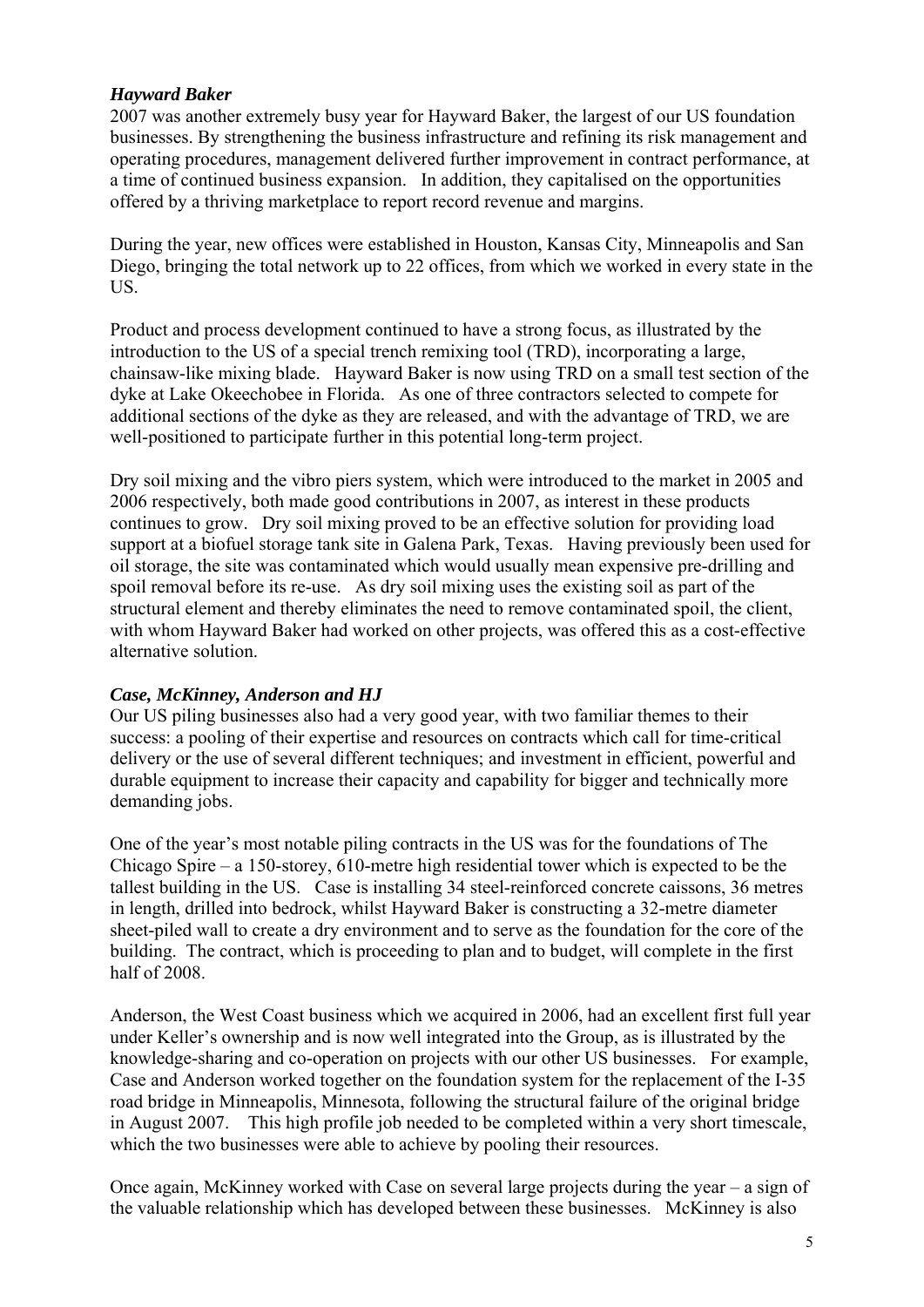### *Hayward Baker*

2007 was another extremely busy year for Hayward Baker, the largest of our US foundation businesses. By strengthening the business infrastructure and refining its risk management and operating procedures, management delivered further improvement in contract performance, at a time of continued business expansion. In addition, they capitalised on the opportunities offered by a thriving marketplace to report record revenue and margins.

During the year, new offices were established in Houston, Kansas City, Minneapolis and San Diego, bringing the total network up to 22 offices, from which we worked in every state in the US.

Product and process development continued to have a strong focus, as illustrated by the introduction to the US of a special trench remixing tool (TRD), incorporating a large, chainsaw-like mixing blade. Hayward Baker is now using TRD on a small test section of the dyke at Lake Okeechobee in Florida. As one of three contractors selected to compete for additional sections of the dyke as they are released, and with the advantage of TRD, we are well-positioned to participate further in this potential long-term project.

Dry soil mixing and the vibro piers system, which were introduced to the market in 2005 and 2006 respectively, both made good contributions in 2007, as interest in these products continues to grow. Dry soil mixing proved to be an effective solution for providing load support at a biofuel storage tank site in Galena Park, Texas. Having previously been used for oil storage, the site was contaminated which would usually mean expensive pre-drilling and spoil removal before its re-use. As dry soil mixing uses the existing soil as part of the structural element and thereby eliminates the need to remove contaminated spoil, the client, with whom Hayward Baker had worked on other projects, was offered this as a cost-effective alternative solution.

### *Case, McKinney, Anderson and HJ*

Our US piling businesses also had a very good year, with two familiar themes to their success: a pooling of their expertise and resources on contracts which call for time-critical delivery or the use of several different techniques; and investment in efficient, powerful and durable equipment to increase their capacity and capability for bigger and technically more demanding jobs.

One of the year's most notable piling contracts in the US was for the foundations of The Chicago Spire – a 150-storey, 610-metre high residential tower which is expected to be the tallest building in the US. Case is installing 34 steel-reinforced concrete caissons, 36 metres in length, drilled into bedrock, whilst Hayward Baker is constructing a 32-metre diameter sheet-piled wall to create a dry environment and to serve as the foundation for the core of the building. The contract, which is proceeding to plan and to budget, will complete in the first half of 2008.

Anderson, the West Coast business which we acquired in 2006, had an excellent first full year under Keller's ownership and is now well integrated into the Group, as is illustrated by the knowledge-sharing and co-operation on projects with our other US businesses. For example, Case and Anderson worked together on the foundation system for the replacement of the I-35 road bridge in Minneapolis, Minnesota, following the structural failure of the original bridge in August 2007. This high profile job needed to be completed within a very short timescale, which the two businesses were able to achieve by pooling their resources.

Once again, McKinney worked with Case on several large projects during the year – a sign of the valuable relationship which has developed between these businesses. McKinney is also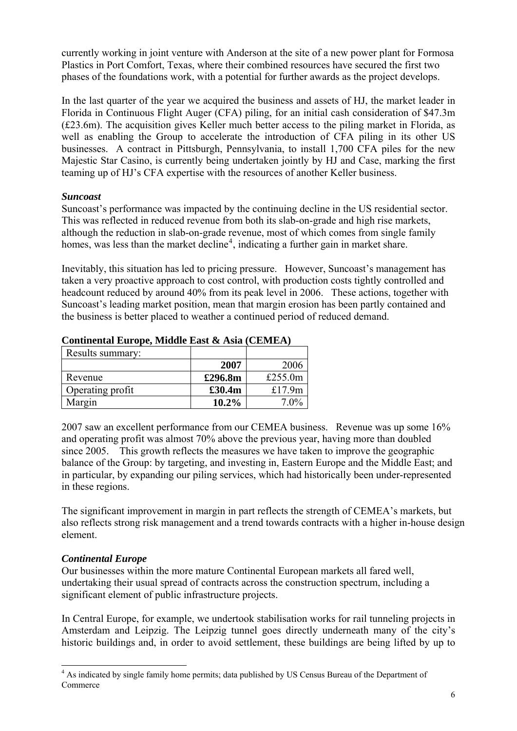currently working in joint venture with Anderson at the site of a new power plant for Formosa Plastics in Port Comfort, Texas, where their combined resources have secured the first two phases of the foundations work, with a potential for further awards as the project develops.

In the last quarter of the year we acquired the business and assets of HJ, the market leader in Florida in Continuous Flight Auger (CFA) piling, for an initial cash consideration of $47.3m (£23.6m). The acquisition gives Keller much better access to the piling market in Florida, as well as enabling the Group to accelerate the introduction of CFA piling in its other US businesses. A contract in Pittsburgh, Pennsylvania, to install 1,700 CFA piles for the new Majestic Star Casino, is currently being undertaken jointly by HJ and Case, marking the first teaming up of HJ's CFA expertise with the resources of another Keller business.

***Suncoast***

Suncoast's performance was impacted by the continuing decline in the US residential sector. This was reflected in reduced revenue from both its slab-on-grade and high rise markets, although the reduction in slab-on-grade revenue, most of which comes from single family homes, was less than the market decline[4], indicating a further gain in market share.

Inevitably, this situation has led to pricing pressure. However, Suncoast's management has taken a very proactive approach to cost control, with production costs tightly controlled and headcount reduced by around 40% from its peak level in 2006. These actions, together with Suncoast's leading market position, mean that margin erosion has been partly contained and the business is better placed to weather a continued period of reduced demand.

**Continental Europe, Middle East & Asia (CEMEA)**

| Results summary: | | |
|---|---|---|
| | **2007** | 2006 |
| Revenue | **£296.8m** | £255.0m |
| Operating profit | **£30.4m** | £17.9m |
| Margin | **10.2%** | 7.0% |

2007 saw an excellent performance from our CEMEA business. Revenue was up some 16% and operating profit was almost 70% above the previous year, having more than doubled since 2005. This growth reflects the measures we have taken to improve the geographic balance of the Group: by targeting, and investing in, Eastern Europe and the Middle East; and in particular, by expanding our piling services, which had historically been under-represented in these regions.

The significant improvement in margin in part reflects the strength of CEMEA's markets, but also reflects strong risk management and a trend towards contracts with a higher in-house design element.

***Continental Europe***

Our businesses within the more mature Continental European markets all fared well, undertaking their usual spread of contracts across the construction spectrum, including a significant element of public infrastructure projects.

In Central Europe, for example, we undertook stabilisation works for rail tunneling projects in Amsterdam and Leipzig. The Leipzig tunnel goes directly underneath many of the city's historic buildings and, in order to avoid settlement, these buildings are being lifted by up to

[4] As indicated by single family home permits; data published by US Census Bureau of the Department of Commerce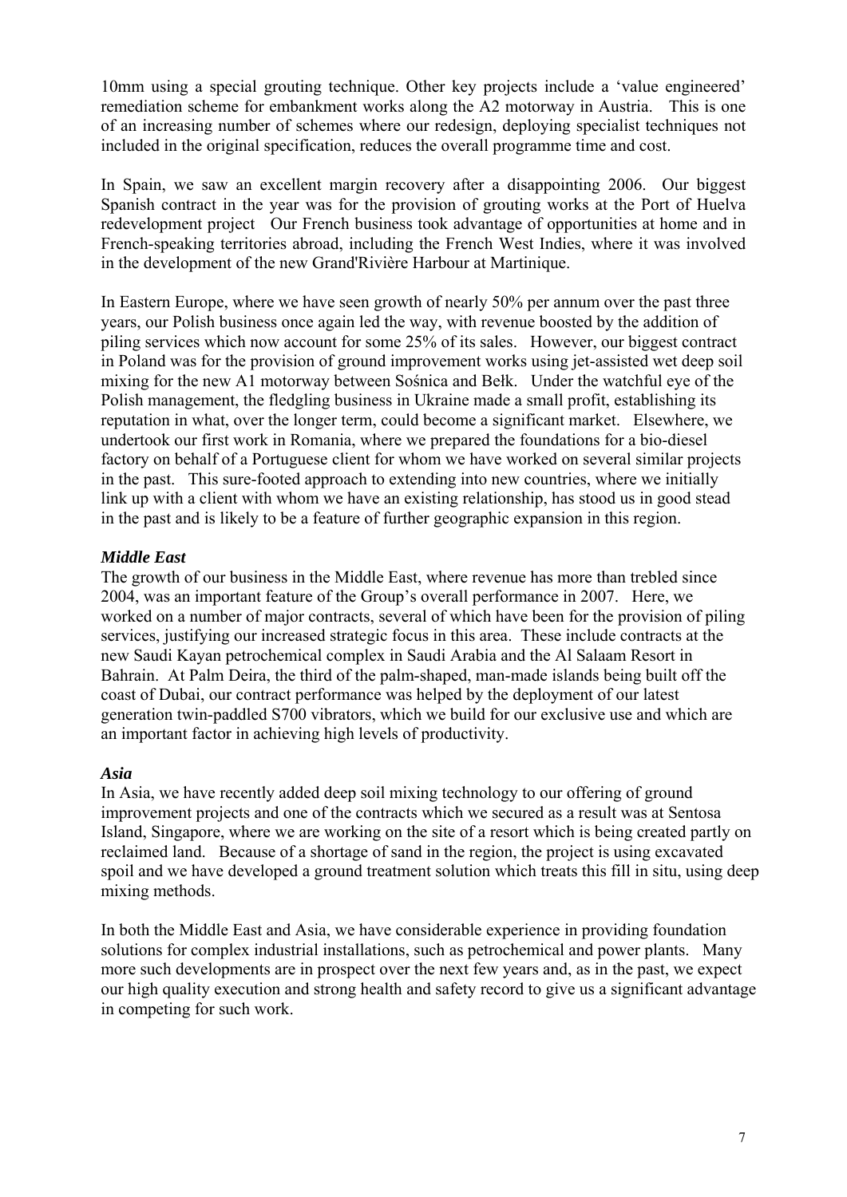10mm using a special grouting technique. Other key projects include a 'value engineered' remediation scheme for embankment works along the A2 motorway in Austria. This is one of an increasing number of schemes where our redesign, deploying specialist techniques not included in the original specification, reduces the overall programme time and cost.

In Spain, we saw an excellent margin recovery after a disappointing 2006. Our biggest Spanish contract in the year was for the provision of grouting works at the Port of Huelva redevelopment project Our French business took advantage of opportunities at home and in French-speaking territories abroad, including the French West Indies, where it was involved in the development of the new Grand'Rivière Harbour at Martinique.

In Eastern Europe, where we have seen growth of nearly 50% per annum over the past three years, our Polish business once again led the way, with revenue boosted by the addition of piling services which now account for some 25% of its sales. However, our biggest contract in Poland was for the provision of ground improvement works using jet-assisted wet deep soil mixing for the new A1 motorway between Sośnica and Bełk. Under the watchful eye of the Polish management, the fledgling business in Ukraine made a small profit, establishing its reputation in what, over the longer term, could become a significant market. Elsewhere, we undertook our first work in Romania, where we prepared the foundations for a bio-diesel factory on behalf of a Portuguese client for whom we have worked on several similar projects in the past. This sure-footed approach to extending into new countries, where we initially link up with a client with whom we have an existing relationship, has stood us in good stead in the past and is likely to be a feature of further geographic expansion in this region.

***Middle East***

The growth of our business in the Middle East, where revenue has more than trebled since 2004, was an important feature of the Group's overall performance in 2007. Here, we worked on a number of major contracts, several of which have been for the provision of piling services, justifying our increased strategic focus in this area. These include contracts at the new Saudi Kayan petrochemical complex in Saudi Arabia and the Al Salaam Resort in Bahrain. At Palm Deira, the third of the palm-shaped, man-made islands being built off the coast of Dubai, our contract performance was helped by the deployment of our latest generation twin-paddled S700 vibrators, which we build for our exclusive use and which are an important factor in achieving high levels of productivity.

***Asia***

In Asia, we have recently added deep soil mixing technology to our offering of ground improvement projects and one of the contracts which we secured as a result was at Sentosa Island, Singapore, where we are working on the site of a resort which is being created partly on reclaimed land. Because of a shortage of sand in the region, the project is using excavated spoil and we have developed a ground treatment solution which treats this fill in situ, using deep mixing methods.

In both the Middle East and Asia, we have considerable experience in providing foundation solutions for complex industrial installations, such as petrochemical and power plants. Many more such developments are in prospect over the next few years and, as in the past, we expect our high quality execution and strong health and safety record to give us a significant advantage in competing for such work.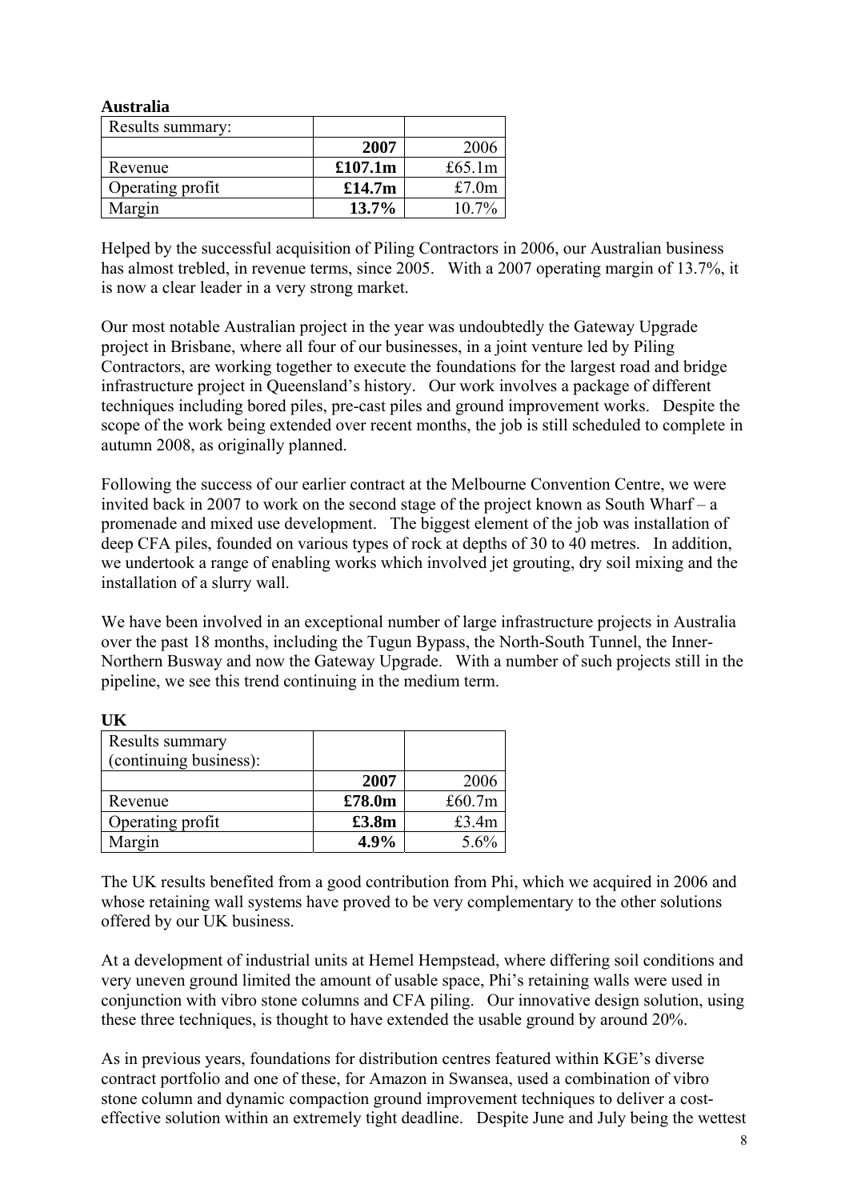**Australia**

| Results summary: | | |
|---|---|---|
| | **2007** | 2006 |
| Revenue | **£107.1m** | £65.1m |
| Operating profit | **£14.7m** | £7.0m |
| Margin | **13.7%** | 10.7% |

Helped by the successful acquisition of Piling Contractors in 2006, our Australian business has almost trebled, in revenue terms, since 2005. With a 2007 operating margin of 13.7%, it is now a clear leader in a very strong market.

Our most notable Australian project in the year was undoubtedly the Gateway Upgrade project in Brisbane, where all four of our businesses, in a joint venture led by Piling Contractors, are working together to execute the foundations for the largest road and bridge infrastructure project in Queensland's history. Our work involves a package of different techniques including bored piles, pre-cast piles and ground improvement works. Despite the scope of the work being extended over recent months, the job is still scheduled to complete in autumn 2008, as originally planned.

Following the success of our earlier contract at the Melbourne Convention Centre, we were invited back in 2007 to work on the second stage of the project known as South Wharf – a promenade and mixed use development. The biggest element of the job was installation of deep CFA piles, founded on various types of rock at depths of 30 to 40 metres. In addition, we undertook a range of enabling works which involved jet grouting, dry soil mixing and the installation of a slurry wall.

We have been involved in an exceptional number of large infrastructure projects in Australia over the past 18 months, including the Tugun Bypass, the North-South Tunnel, the Inner-Northern Busway and now the Gateway Upgrade. With a number of such projects still in the pipeline, we see this trend continuing in the medium term.

**UK**

| Results summary (continuing business): | | |
|---|---|---|
| | **2007** | 2006 |
| Revenue | **£78.0m** | £60.7m |
| Operating profit | **£3.8m** | £3.4m |
| Margin | **4.9%** | 5.6% |

The UK results benefited from a good contribution from Phi, which we acquired in 2006 and whose retaining wall systems have proved to be very complementary to the other solutions offered by our UK business.

At a development of industrial units at Hemel Hempstead, where differing soil conditions and very uneven ground limited the amount of usable space, Phi's retaining walls were used in conjunction with vibro stone columns and CFA piling. Our innovative design solution, using these three techniques, is thought to have extended the usable ground by around 20%.

As in previous years, foundations for distribution centres featured within KGE's diverse contract portfolio and one of these, for Amazon in Swansea, used a combination of vibro stone column and dynamic compaction ground improvement techniques to deliver a cost-effective solution within an extremely tight deadline. Despite June and July being the wettest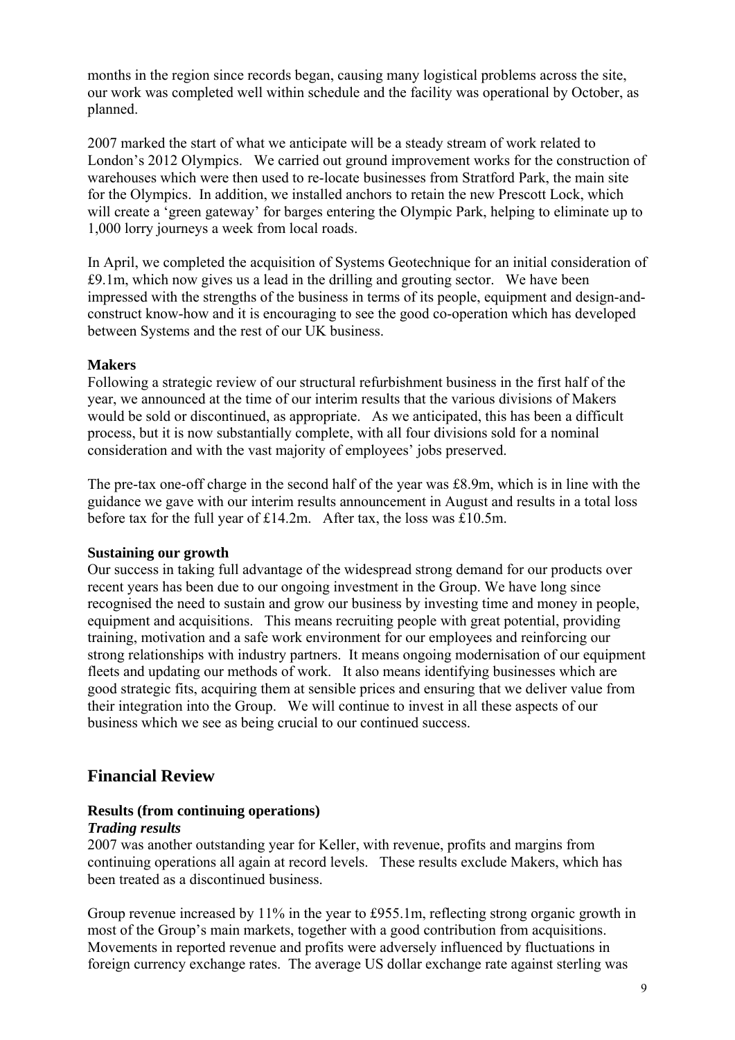months in the region since records began, causing many logistical problems across the site, our work was completed well within schedule and the facility was operational by October, as planned.

2007 marked the start of what we anticipate will be a steady stream of work related to London's 2012 Olympics. We carried out ground improvement works for the construction of warehouses which were then used to re-locate businesses from Stratford Park, the main site for the Olympics. In addition, we installed anchors to retain the new Prescott Lock, which will create a 'green gateway' for barges entering the Olympic Park, helping to eliminate up to 1,000 lorry journeys a week from local roads.

In April, we completed the acquisition of Systems Geotechnique for an initial consideration of £9.1m, which now gives us a lead in the drilling and grouting sector. We have been impressed with the strengths of the business in terms of its people, equipment and design-and-construct know-how and it is encouraging to see the good co-operation which has developed between Systems and the rest of our UK business.

**Makers**

Following a strategic review of our structural refurbishment business in the first half of the year, we announced at the time of our interim results that the various divisions of Makers would be sold or discontinued, as appropriate. As we anticipated, this has been a difficult process, but it is now substantially complete, with all four divisions sold for a nominal consideration and with the vast majority of employees' jobs preserved.

The pre-tax one-off charge in the second half of the year was £8.9m, which is in line with the guidance we gave with our interim results announcement in August and results in a total loss before tax for the full year of £14.2m. After tax, the loss was £10.5m.

**Sustaining our growth**

Our success in taking full advantage of the widespread strong demand for our products over recent years has been due to our ongoing investment in the Group. We have long since recognised the need to sustain and grow our business by investing time and money in people, equipment and acquisitions. This means recruiting people with great potential, providing training, motivation and a safe work environment for our employees and reinforcing our strong relationships with industry partners. It means ongoing modernisation of our equipment fleets and updating our methods of work. It also means identifying businesses which are good strategic fits, acquiring them at sensible prices and ensuring that we deliver value from their integration into the Group. We will continue to invest in all these aspects of our business which we see as being crucial to our continued success.

## Financial Review

**Results (from continuing operations)**

***Trading results***

2007 was another outstanding year for Keller, with revenue, profits and margins from continuing operations all again at record levels. These results exclude Makers, which has been treated as a discontinued business.

Group revenue increased by 11% in the year to £955.1m, reflecting strong organic growth in most of the Group's main markets, together with a good contribution from acquisitions. Movements in reported revenue and profits were adversely influenced by fluctuations in foreign currency exchange rates. The average US dollar exchange rate against sterling was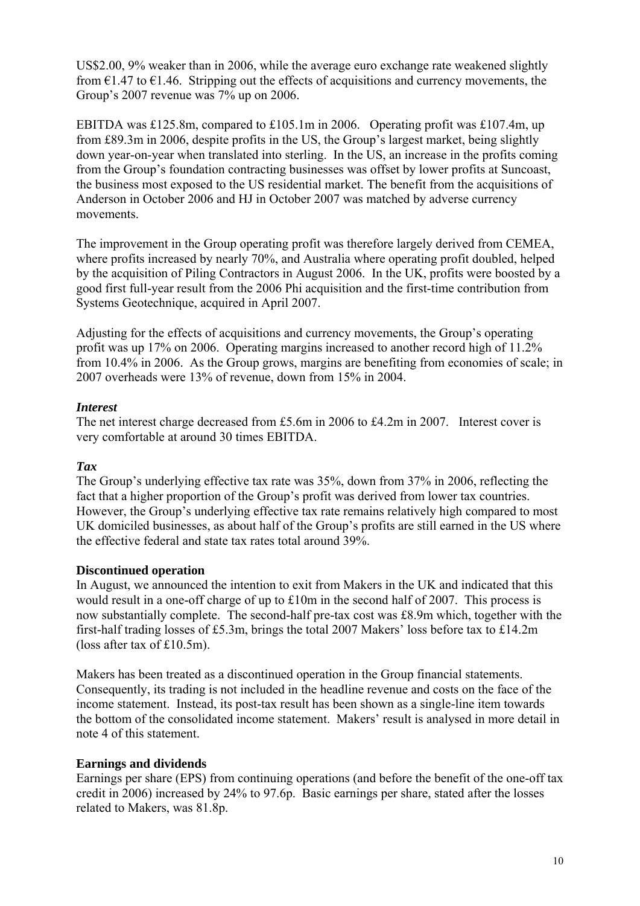US$2.00, 9% weaker than in 2006, while the average euro exchange rate weakened slightly from €1.47 to €1.46. Stripping out the effects of acquisitions and currency movements, the Group's 2007 revenue was 7% up on 2006.

EBITDA was £125.8m, compared to £105.1m in 2006. Operating profit was £107.4m, up from £89.3m in 2006, despite profits in the US, the Group's largest market, being slightly down year-on-year when translated into sterling. In the US, an increase in the profits coming from the Group's foundation contracting businesses was offset by lower profits at Suncoast, the business most exposed to the US residential market. The benefit from the acquisitions of Anderson in October 2006 and HJ in October 2007 was matched by adverse currency movements.

The improvement in the Group operating profit was therefore largely derived from CEMEA, where profits increased by nearly 70%, and Australia where operating profit doubled, helped by the acquisition of Piling Contractors in August 2006. In the UK, profits were boosted by a good first full-year result from the 2006 Phi acquisition and the first-time contribution from Systems Geotechnique, acquired in April 2007.

Adjusting for the effects of acquisitions and currency movements, the Group's operating profit was up 17% on 2006. Operating margins increased to another record high of 11.2% from 10.4% in 2006. As the Group grows, margins are benefiting from economies of scale; in 2007 overheads were 13% of revenue, down from 15% in 2004.

***Interest***

The net interest charge decreased from £5.6m in 2006 to £4.2m in 2007. Interest cover is very comfortable at around 30 times EBITDA.

***Tax***

The Group's underlying effective tax rate was 35%, down from 37% in 2006, reflecting the fact that a higher proportion of the Group's profit was derived from lower tax countries. However, the Group's underlying effective tax rate remains relatively high compared to most UK domiciled businesses, as about half of the Group's profits are still earned in the US where the effective federal and state tax rates total around 39%.

**Discontinued operation**

In August, we announced the intention to exit from Makers in the UK and indicated that this would result in a one-off charge of up to £10m in the second half of 2007. This process is now substantially complete. The second-half pre-tax cost was £8.9m which, together with the first-half trading losses of £5.3m, brings the total 2007 Makers' loss before tax to £14.2m (loss after tax of £10.5m).

Makers has been treated as a discontinued operation in the Group financial statements. Consequently, its trading is not included in the headline revenue and costs on the face of the income statement. Instead, its post-tax result has been shown as a single-line item towards the bottom of the consolidated income statement. Makers' result is analysed in more detail in note 4 of this statement.

**Earnings and dividends**

Earnings per share (EPS) from continuing operations (and before the benefit of the one-off tax credit in 2006) increased by 24% to 97.6p. Basic earnings per share, stated after the losses related to Makers, was 81.8p.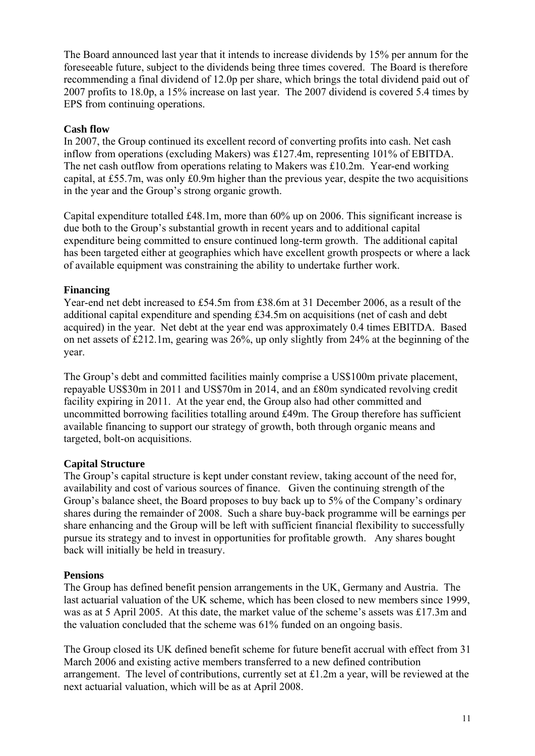The Board announced last year that it intends to increase dividends by 15% per annum for the foreseeable future, subject to the dividends being three times covered. The Board is therefore recommending a final dividend of 12.0p per share, which brings the total dividend paid out of 2007 profits to 18.0p, a 15% increase on last year. The 2007 dividend is covered 5.4 times by EPS from continuing operations.

**Cash flow**

In 2007, the Group continued its excellent record of converting profits into cash. Net cash inflow from operations (excluding Makers) was £127.4m, representing 101% of EBITDA. The net cash outflow from operations relating to Makers was £10.2m. Year-end working capital, at £55.7m, was only £0.9m higher than the previous year, despite the two acquisitions in the year and the Group's strong organic growth.

Capital expenditure totalled £48.1m, more than 60% up on 2006. This significant increase is due both to the Group's substantial growth in recent years and to additional capital expenditure being committed to ensure continued long-term growth. The additional capital has been targeted either at geographies which have excellent growth prospects or where a lack of available equipment was constraining the ability to undertake further work.

**Financing**

Year-end net debt increased to £54.5m from £38.6m at 31 December 2006, as a result of the additional capital expenditure and spending £34.5m on acquisitions (net of cash and debt acquired) in the year. Net debt at the year end was approximately 0.4 times EBITDA. Based on net assets of £212.1m, gearing was 26%, up only slightly from 24% at the beginning of the year.

The Group's debt and committed facilities mainly comprise a US$100m private placement, repayable US$30m in 2011 and US$70m in 2014, and an £80m syndicated revolving credit facility expiring in 2011. At the year end, the Group also had other committed and uncommitted borrowing facilities totalling around £49m. The Group therefore has sufficient available financing to support our strategy of growth, both through organic means and targeted, bolt-on acquisitions.

**Capital Structure**

The Group's capital structure is kept under constant review, taking account of the need for, availability and cost of various sources of finance. Given the continuing strength of the Group's balance sheet, the Board proposes to buy back up to 5% of the Company's ordinary shares during the remainder of 2008. Such a share buy-back programme will be earnings per share enhancing and the Group will be left with sufficient financial flexibility to successfully pursue its strategy and to invest in opportunities for profitable growth. Any shares bought back will initially be held in treasury.

**Pensions**

The Group has defined benefit pension arrangements in the UK, Germany and Austria. The last actuarial valuation of the UK scheme, which has been closed to new members since 1999, was as at 5 April 2005. At this date, the market value of the scheme's assets was £17.3m and the valuation concluded that the scheme was 61% funded on an ongoing basis.

The Group closed its UK defined benefit scheme for future benefit accrual with effect from 31 March 2006 and existing active members transferred to a new defined contribution arrangement. The level of contributions, currently set at £1.2m a year, will be reviewed at the next actuarial valuation, which will be as at April 2008.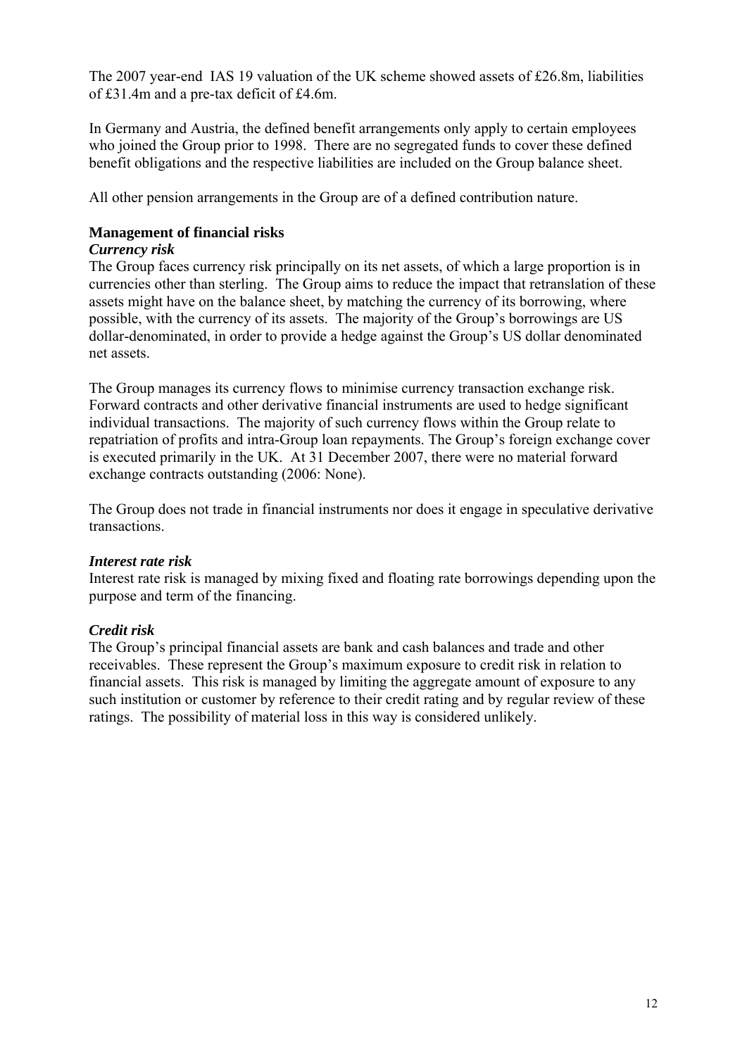The 2007 year-end IAS 19 valuation of the UK scheme showed assets of £26.8m, liabilities of £31.4m and a pre-tax deficit of £4.6m.

In Germany and Austria, the defined benefit arrangements only apply to certain employees who joined the Group prior to 1998. There are no segregated funds to cover these defined benefit obligations and the respective liabilities are included on the Group balance sheet.

All other pension arrangements in the Group are of a defined contribution nature.

**Management of financial risks**

***Currency risk***

The Group faces currency risk principally on its net assets, of which a large proportion is in currencies other than sterling. The Group aims to reduce the impact that retranslation of these assets might have on the balance sheet, by matching the currency of its borrowing, where possible, with the currency of its assets. The majority of the Group's borrowings are US dollar-denominated, in order to provide a hedge against the Group's US dollar denominated net assets.

The Group manages its currency flows to minimise currency transaction exchange risk. Forward contracts and other derivative financial instruments are used to hedge significant individual transactions. The majority of such currency flows within the Group relate to repatriation of profits and intra-Group loan repayments. The Group's foreign exchange cover is executed primarily in the UK. At 31 December 2007, there were no material forward exchange contracts outstanding (2006: None).

The Group does not trade in financial instruments nor does it engage in speculative derivative transactions.

***Interest rate risk***

Interest rate risk is managed by mixing fixed and floating rate borrowings depending upon the purpose and term of the financing.

***Credit risk***

The Group's principal financial assets are bank and cash balances and trade and other receivables. These represent the Group's maximum exposure to credit risk in relation to financial assets. This risk is managed by limiting the aggregate amount of exposure to any such institution or customer by reference to their credit rating and by regular review of these ratings. The possibility of material loss in this way is considered unlikely.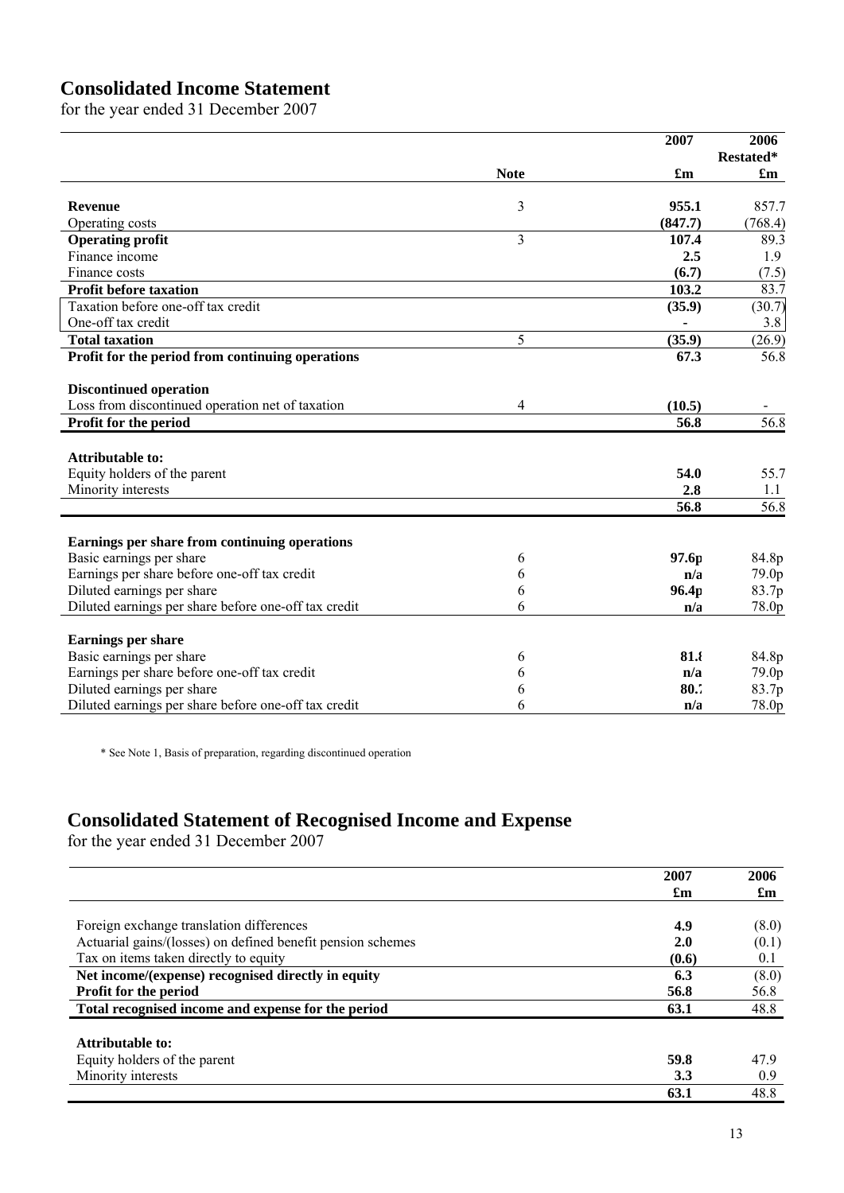# Consolidated Income Statement

for the year ended 31 December 2007

| | Note | 2007 £m | 2006 Restated* £m |
|---|---|---|---|
| **Revenue** | 3 | **955.1** | 857.7 |
| Operating costs | | **(847.7)** | (768.4) |
| **Operating profit** | 3 | **107.4** | 89.3 |
| Finance income | | **2.5** | 1.9 |
| Finance costs | | **(6.7)** | (7.5) |
| **Profit before taxation** | | **103.2** | 83.7 |
| Taxation before one-off tax credit | | **(35.9)** | (30.7) |
| One-off tax credit | | **-** | 3.8 |
| **Total taxation** | 5 | **(35.9)** | (26.9) |
| **Profit for the period from continuing operations** | | **67.3** | 56.8 |
| | | | |
| **Discontinued operation** | | | |
| Loss from discontinued operation net of taxation | 4 | **(10.5)** | - |
| **Profit for the period** | | **56.8** | 56.8 |
| | | | |
| **Attributable to:** | | | |
| Equity holders of the parent | | **54.0** | 55.7 |
| Minority interests | | **2.8** | 1.1 |
| | | **56.8** | 56.8 |
| | | | |
| **Earnings per share from continuing operations** | | | |
| Basic earnings per share | 6 | **97.6p** | 84.8p |
| Earnings per share before one-off tax credit | 6 | **n/a** | 79.0p |
| Diluted earnings per share | 6 | **96.4p** | 83.7p |
| Diluted earnings per share before one-off tax credit | 6 | **n/a** | 78.0p |
| | | | |
| **Earnings per share** | | | |
| Basic earnings per share | 6 | **81.8** | 84.8p |
| Earnings per share before one-off tax credit | 6 | **n/a** | 79.0p |
| Diluted earnings per share | 6 | **80.7** | 83.7p |
| Diluted earnings per share before one-off tax credit | 6 | **n/a** | 78.0p |

\* See Note 1, Basis of preparation, regarding discontinued operation

# Consolidated Statement of Recognised Income and Expense

for the year ended 31 December 2007

| | 2007 £m | 2006 £m |
|---|---|---|
| Foreign exchange translation differences | **4.9** | (8.0) |
| Actuarial gains/(losses) on defined benefit pension schemes | **2.0** | (0.1) |
| Tax on items taken directly to equity | **(0.6)** | 0.1 |
| **Net income/(expense) recognised directly in equity** | **6.3** | (8.0) |
| **Profit for the period** | **56.8** | 56.8 |
| **Total recognised income and expense for the period** | **63.1** | 48.8 |
| | | |
| **Attributable to:** | | |
| Equity holders of the parent | **59.8** | 47.9 |
| Minority interests | **3.3** | 0.9 |
| | **63.1** | 48.8 |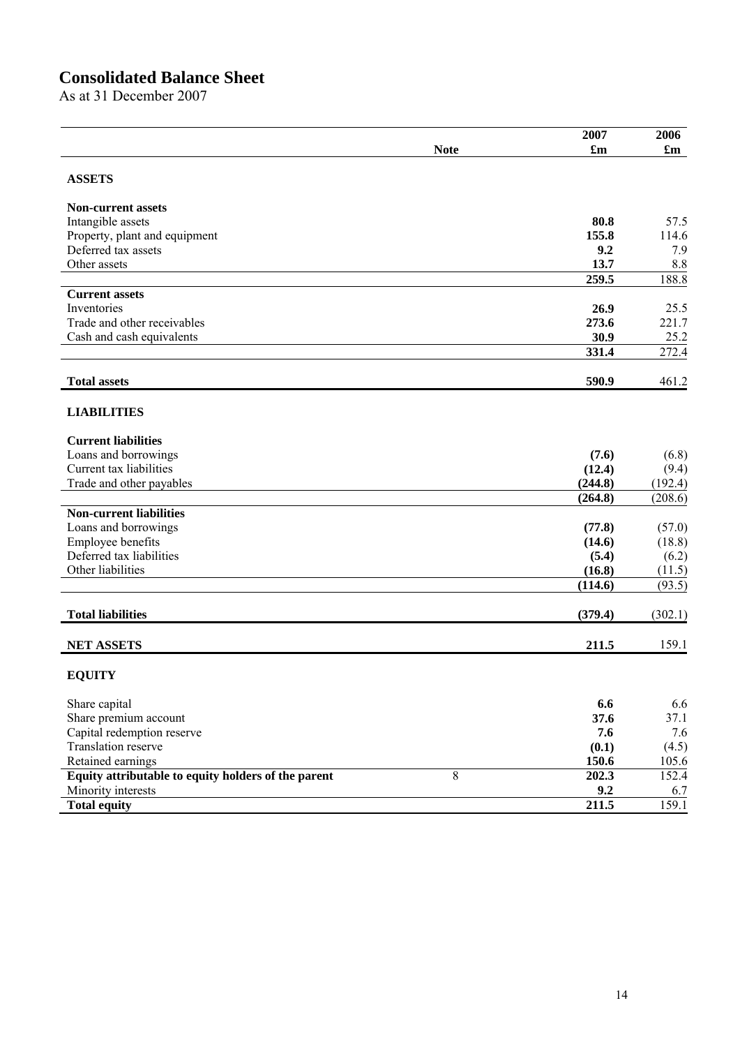# Consolidated Balance Sheet

As at 31 December 2007

| | Note | 2007 £m | 2006 £m |
|---|---|---|---|
| **ASSETS** | | | |
| **Non-current assets** | | | |
| Intangible assets | | **80.8** | 57.5 |
| Property, plant and equipment | | **155.8** | 114.6 |
| Deferred tax assets | | **9.2** | 7.9 |
| Other assets | | **13.7** | 8.8 |
| | | **259.5** | 188.8 |
| **Current assets** | | | |
| Inventories | | **26.9** | 25.5 |
| Trade and other receivables | | **273.6** | 221.7 |
| Cash and cash equivalents | | **30.9** | 25.2 |
| | | **331.4** | 272.4 |
| **Total assets** | | **590.9** | 461.2 |
| **LIABILITIES** | | | |
| **Current liabilities** | | | |
| Loans and borrowings | | **(7.6)** | (6.8) |
| Current tax liabilities | | **(12.4)** | (9.4) |
| Trade and other payables | | **(244.8)** | (192.4) |
| | | **(264.8)** | (208.6) |
| **Non-current liabilities** | | | |
| Loans and borrowings | | **(77.8)** | (57.0) |
| Employee benefits | | **(14.6)** | (18.8) |
| Deferred tax liabilities | | **(5.4)** | (6.2) |
| Other liabilities | | **(16.8)** | (11.5) |
| | | **(114.6)** | (93.5) |
| **Total liabilities** | | **(379.4)** | (302.1) |
| **NET ASSETS** | | **211.5** | 159.1 |
| **EQUITY** | | | |
| Share capital | | **6.6** | 6.6 |
| Share premium account | | **37.6** | 37.1 |
| Capital redemption reserve | | **7.6** | 7.6 |
| Translation reserve | | **(0.1)** | (4.5) |
| Retained earnings | | **150.6** | 105.6 |
| **Equity attributable to equity holders of the parent** | 8 | **202.3** | 152.4 |
| Minority interests | | **9.2** | 6.7 |
| **Total equity** | | **211.5** | 159.1 |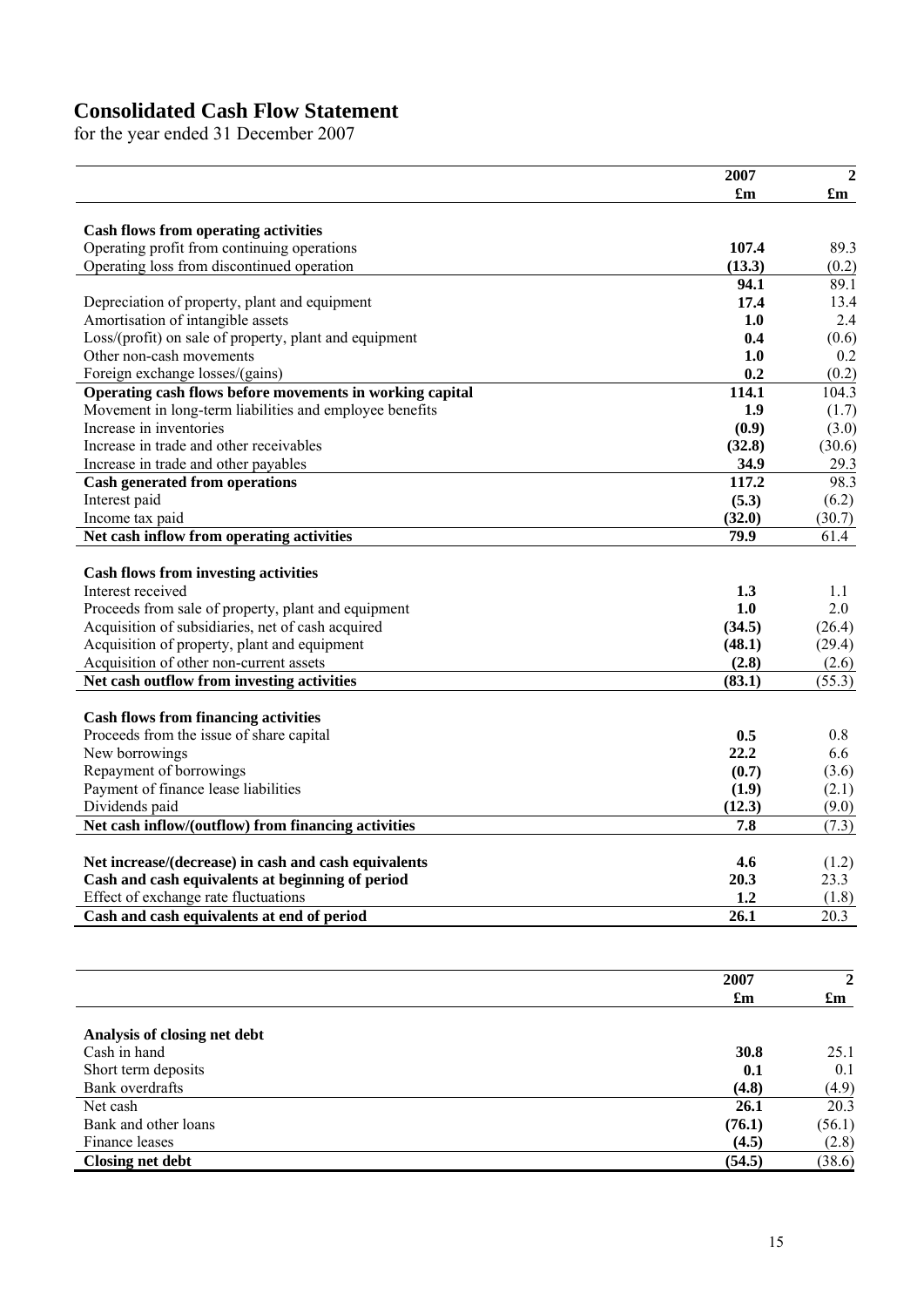# Consolidated Cash Flow Statement

for the year ended 31 December 2007

| | 2007 | 2 |
|---|---|---|
| | £m | £m |
| **Cash flows from operating activities** | | |
| Operating profit from continuing operations | **107.4** | 89.3 |
| Operating loss from discontinued operation | **(13.3)** | (0.2) |
| | **94.1** | 89.1 |
| Depreciation of property, plant and equipment | **17.4** | 13.4 |
| Amortisation of intangible assets | **1.0** | 2.4 |
| Loss/(profit) on sale of property, plant and equipment | **0.4** | (0.6) |
| Other non-cash movements | **1.0** | 0.2 |
| Foreign exchange losses/(gains) | **0.2** | (0.2) |
| **Operating cash flows before movements in working capital** | **114.1** | 104.3 |
| Movement in long-term liabilities and employee benefits | **1.9** | (1.7) |
| Increase in inventories | **(0.9)** | (3.0) |
| Increase in trade and other receivables | **(32.8)** | (30.6) |
| Increase in trade and other payables | **34.9** | 29.3 |
| **Cash generated from operations** | **117.2** | 98.3 |
| Interest paid | **(5.3)** | (6.2) |
| Income tax paid | **(32.0)** | (30.7) |
| **Net cash inflow from operating activities** | **79.9** | 61.4 |
| | | |
| **Cash flows from investing activities** | | |
| Interest received | **1.3** | 1.1 |
| Proceeds from sale of property, plant and equipment | **1.0** | 2.0 |
| Acquisition of subsidiaries, net of cash acquired | **(34.5)** | (26.4) |
| Acquisition of property, plant and equipment | **(48.1)** | (29.4) |
| Acquisition of other non-current assets | **(2.8)** | (2.6) |
| **Net cash outflow from investing activities** | **(83.1)** | (55.3) |
| | | |
| **Cash flows from financing activities** | | |
| Proceeds from the issue of share capital | **0.5** | 0.8 |
| New borrowings | **22.2** | 6.6 |
| Repayment of borrowings | **(0.7)** | (3.6) |
| Payment of finance lease liabilities | **(1.9)** | (2.1) |
| Dividends paid | **(12.3)** | (9.0) |
| **Net cash inflow/(outflow) from financing activities** | **7.8** | (7.3) |
| | | |
| **Net increase/(decrease) in cash and cash equivalents** | **4.6** | (1.2) |
| **Cash and cash equivalents at beginning of period** | **20.3** | 23.3 |
| Effect of exchange rate fluctuations | **1.2** | (1.8) |
| **Cash and cash equivalents at end of period** | **26.1** | 20.3 |

| | 2007 | 2 |
|---|---|---|
| | £m | £m |
| **Analysis of closing net debt** | | |
| Cash in hand | **30.8** | 25.1 |
| Short term deposits | **0.1** | 0.1 |
| Bank overdrafts | **(4.8)** | (4.9) |
| Net cash | **26.1** | 20.3 |
| Bank and other loans | **(76.1)** | (56.1) |
| Finance leases | **(4.5)** | (2.8) |
| **Closing net debt** | **(54.5)** | (38.6) |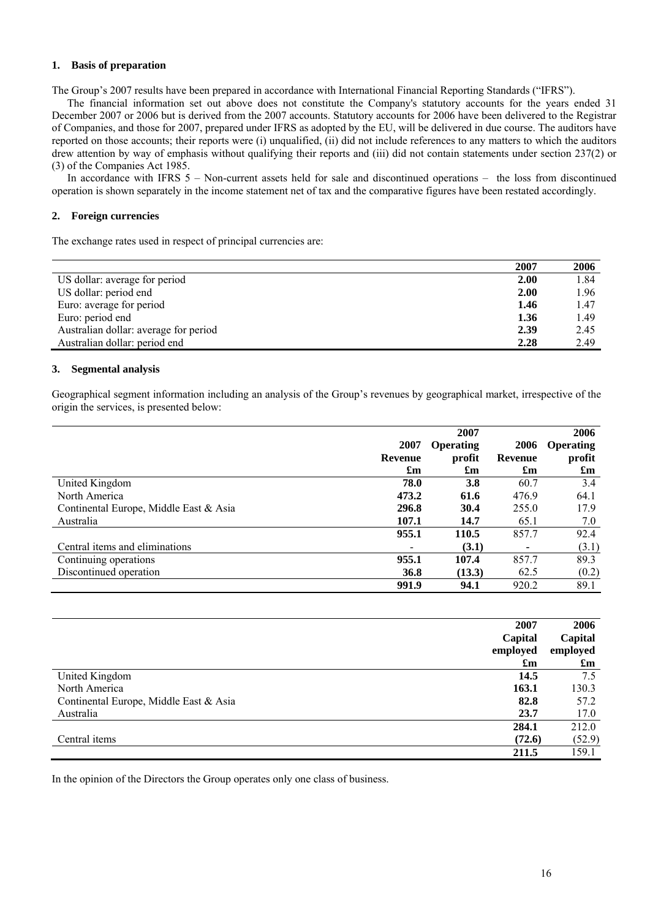## 1. Basis of preparation

The Group's 2007 results have been prepared in accordance with International Financial Reporting Standards ("IFRS").

The financial information set out above does not constitute the Company's statutory accounts for the years ended 31 December 2007 or 2006 but is derived from the 2007 accounts. Statutory accounts for 2006 have been delivered to the Registrar of Companies, and those for 2007, prepared under IFRS as adopted by the EU, will be delivered in due course. The auditors have reported on those accounts; their reports were (i) unqualified, (ii) did not include references to any matters to which the auditors drew attention by way of emphasis without qualifying their reports and (iii) did not contain statements under section 237(2) or (3) of the Companies Act 1985.

In accordance with IFRS 5 – Non-current assets held for sale and discontinued operations – the loss from discontinued operation is shown separately in the income statement net of tax and the comparative figures have been restated accordingly.

## 2. Foreign currencies

The exchange rates used in respect of principal currencies are:

| | 2007 | 2006 |
|---|---|---|
| US dollar: average for period | **2.00** | 1.84 |
| US dollar: period end | **2.00** | 1.96 |
| Euro: average for period | **1.46** | 1.47 |
| Euro: period end | **1.36** | 1.49 |
| Australian dollar: average for period | **2.39** | 2.45 |
| Australian dollar: period end | **2.28** | 2.49 |

## 3. Segmental analysis

Geographical segment information including an analysis of the Group's revenues by geographical market, irrespective of the origin the services, is presented below:

| | 2007 Revenue £m | 2007 Operating profit £m | 2006 Revenue £m | 2006 Operating profit £m |
|---|---|---|---|---|
| United Kingdom | **78.0** | **3.8** | 60.7 | 3.4 |
| North America | **473.2** | **61.6** | 476.9 | 64.1 |
| Continental Europe, Middle East & Asia | **296.8** | **30.4** | 255.0 | 17.9 |
| Australia | **107.1** | **14.7** | 65.1 | 7.0 |
| | **955.1** | **110.5** | 857.7 | 92.4 |
| Central items and eliminations | - | **(3.1)** | - | (3.1) |
| Continuing operations | **955.1** | **107.4** | 857.7 | 89.3 |
| Discontinued operation | **36.8** | **(13.3)** | 62.5 | (0.2) |
| | **991.9** | **94.1** | 920.2 | 89.1 |

| | 2007 Capital employed £m | 2006 Capital employed £m |
|---|---|---|
| United Kingdom | **14.5** | 7.5 |
| North America | **163.1** | 130.3 |
| Continental Europe, Middle East & Asia | **82.8** | 57.2 |
| Australia | **23.7** | 17.0 |
| | **284.1** | 212.0 |
| Central items | **(72.6)** | (52.9) |
| | **211.5** | 159.1 |

In the opinion of the Directors the Group operates only one class of business.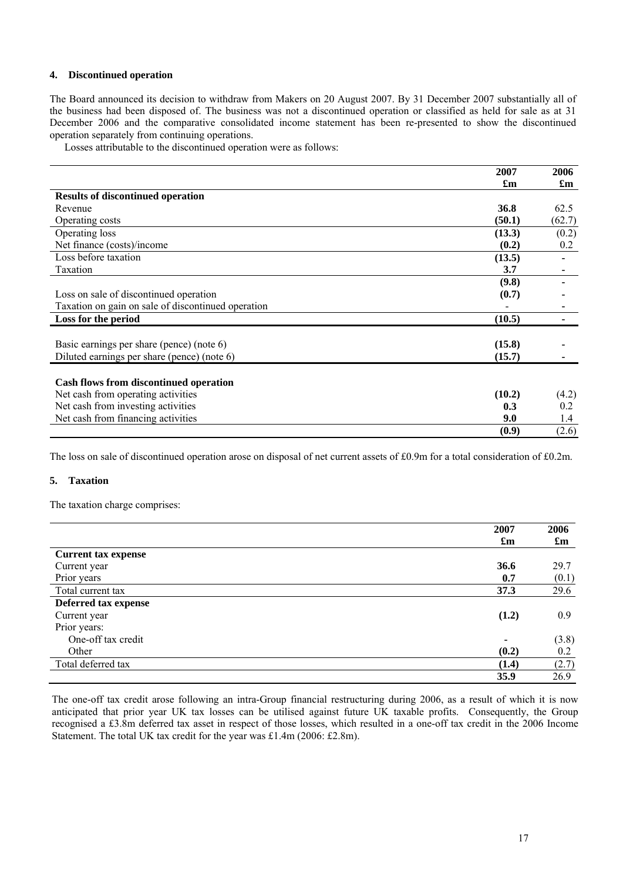## 4. Discontinued operation

The Board announced its decision to withdraw from Makers on 20 August 2007. By 31 December 2007 substantially all of the business had been disposed of. The business was not a discontinued operation or classified as held for sale as at 31 December 2006 and the comparative consolidated income statement has been re-presented to show the discontinued operation separately from continuing operations.

Losses attributable to the discontinued operation were as follows:

| | 2007 £m | 2006 £m |
|---|---|---|
| **Results of discontinued operation** | | |
| Revenue | **36.8** | 62.5 |
| Operating costs | **(50.1)** | (62.7) |
| Operating loss | **(13.3)** | (0.2) |
| Net finance (costs)/income | **(0.2)** | 0.2 |
| Loss before taxation | **(13.5)** | - |
| Taxation | **3.7** | - |
| | **(9.8)** | - |
| Loss on sale of discontinued operation | **(0.7)** | - |
| Taxation on gain on sale of discontinued operation | - | - |
| **Loss for the period** | **(10.5)** | - |
| | | |
| Basic earnings per share (pence) (note 6) | **(15.8)** | - |
| Diluted earnings per share (pence) (note 6) | **(15.7)** | - |
| | | |
| **Cash flows from discontinued operation** | | |
| Net cash from operating activities | **(10.2)** | (4.2) |
| Net cash from investing activities | **0.3** | 0.2 |
| Net cash from financing activities | **9.0** | 1.4 |
| | **(0.9)** | (2.6) |

The loss on sale of discontinued operation arose on disposal of net current assets of £0.9m for a total consideration of £0.2m.

## 5. Taxation

The taxation charge comprises:

| | 2007 £m | 2006 £m |
|---|---|---|
| **Current tax expense** | | |
| Current year | **36.6** | 29.7 |
| Prior years | **0.7** | (0.1) |
| Total current tax | **37.3** | 29.6 |
| **Deferred tax expense** | | |
| Current year | **(1.2)** | 0.9 |
| Prior years: | | |
| One-off tax credit | **-** | (3.8) |
| Other | **(0.2)** | 0.2 |
| Total deferred tax | **(1.4)** | (2.7) |
| | **35.9** | 26.9 |

The one-off tax credit arose following an intra-Group financial restructuring during 2006, as a result of which it is now anticipated that prior year UK tax losses can be utilised against future UK taxable profits. Consequently, the Group recognised a £3.8m deferred tax asset in respect of those losses, which resulted in a one-off tax credit in the 2006 Income Statement. The total UK tax credit for the year was £1.4m (2006: £2.8m).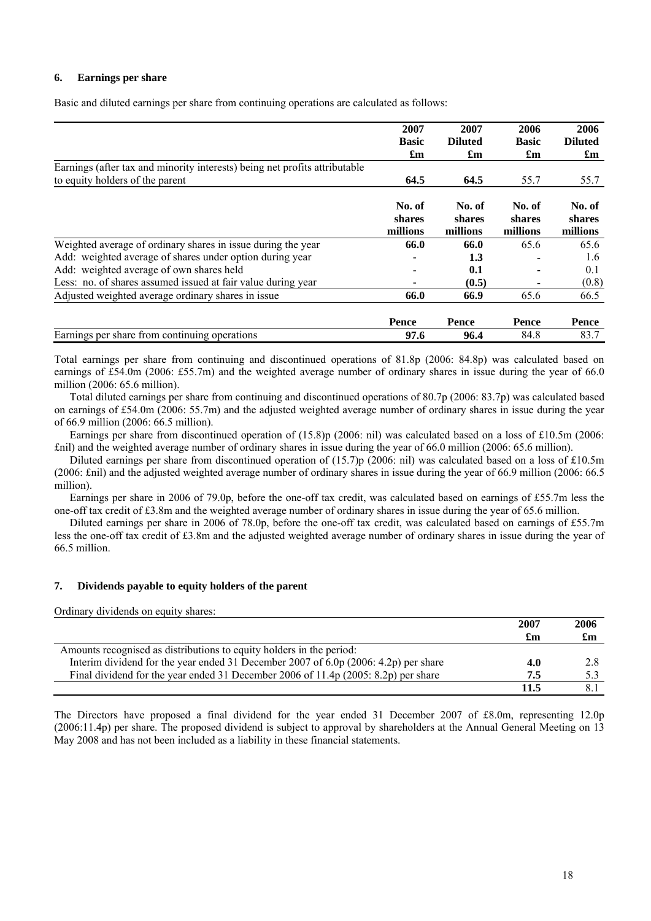### 6. Earnings per share

Basic and diluted earnings per share from continuing operations are calculated as follows:

| | 2007 Basic £m | 2007 Diluted £m | 2006 Basic £m | 2006 Diluted £m |
|---|---|---|---|---|
| Earnings (after tax and minority interests) being net profits attributable to equity holders of the parent | **64.5** | **64.5** | 55.7 | 55.7 |
| | **No. of shares millions** | **No. of shares millions** | **No. of shares millions** | **No. of shares millions** |
| Weighted average of ordinary shares in issue during the year | **66.0** | **66.0** | 65.6 | 65.6 |
| Add: weighted average of shares under option during year | - | **1.3** | - | 1.6 |
| Add: weighted average of own shares held | - | **0.1** | - | 0.1 |
| Less: no. of shares assumed issued at fair value during year | - | **(0.5)** | - | (0.8) |
| Adjusted weighted average ordinary shares in issue | **66.0** | **66.9** | 65.6 | 66.5 |
| | **Pence** | **Pence** | **Pence** | **Pence** |
| Earnings per share from continuing operations | **97.6** | **96.4** | 84.8 | 83.7 |

Total earnings per share from continuing and discontinued operations of 81.8p (2006: 84.8p) was calculated based on earnings of £54.0m (2006: £55.7m) and the weighted average number of ordinary shares in issue during the year of 66.0 million (2006: 65.6 million).

Total diluted earnings per share from continuing and discontinued operations of 80.7p (2006: 83.7p) was calculated based on earnings of £54.0m (2006: 55.7m) and the adjusted weighted average number of ordinary shares in issue during the year of 66.9 million (2006: 66.5 million).

Earnings per share from discontinued operation of (15.8)p (2006: nil) was calculated based on a loss of £10.5m (2006: £nil) and the weighted average number of ordinary shares in issue during the year of 66.0 million (2006: 65.6 million).

Diluted earnings per share from discontinued operation of (15.7)p (2006: nil) was calculated based on a loss of £10.5m (2006: £nil) and the adjusted weighted average number of ordinary shares in issue during the year of 66.9 million (2006: 66.5 million).

Earnings per share in 2006 of 79.0p, before the one-off tax credit, was calculated based on earnings of £55.7m less the one-off tax credit of £3.8m and the weighted average number of ordinary shares in issue during the year of 65.6 million.

Diluted earnings per share in 2006 of 78.0p, before the one-off tax credit, was calculated based on earnings of £55.7m less the one-off tax credit of £3.8m and the adjusted weighted average number of ordinary shares in issue during the year of 66.5 million.

### 7. Dividends payable to equity holders of the parent

Ordinary dividends on equity shares:

| | 2007 £m | 2006 £m |
|---|---|---|
| Amounts recognised as distributions to equity holders in the period: | | |
| Interim dividend for the year ended 31 December 2007 of 6.0p (2006: 4.2p) per share | **4.0** | 2.8 |
| Final dividend for the year ended 31 December 2006 of 11.4p (2005: 8.2p) per share | **7.5** | 5.3 |
| | **11.5** | 8.1 |

The Directors have proposed a final dividend for the year ended 31 December 2007 of £8.0m, representing 12.0p (2006:11.4p) per share. The proposed dividend is subject to approval by shareholders at the Annual General Meeting on 13 May 2008 and has not been included as a liability in these financial statements.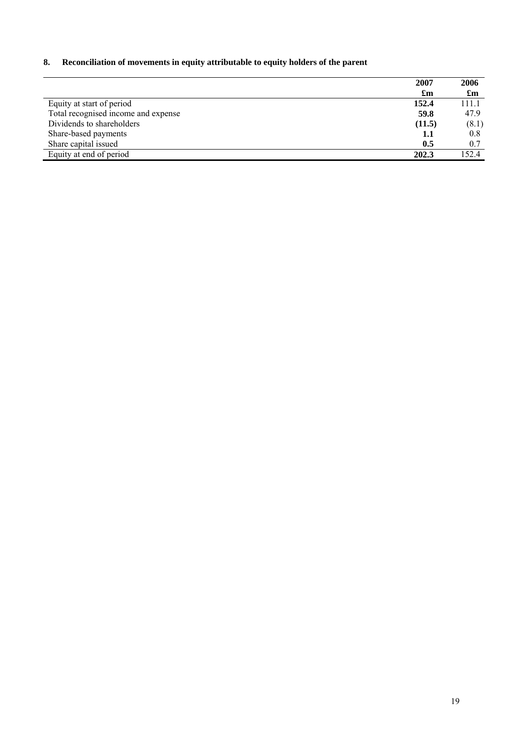## 8. Reconciliation of movements in equity attributable to equity holders of the parent

| | 2007 | 2006 |
|---|---|---|
| | £m | £m |
| Equity at start of period | **152.4** | 111.1 |
| Total recognised income and expense | **59.8** | 47.9 |
| Dividends to shareholders | **(11.5)** | (8.1) |
| Share-based payments | **1.1** | 0.8 |
| Share capital issued | **0.5** | 0.7 |
| Equity at end of period | **202.3** | 152.4 |